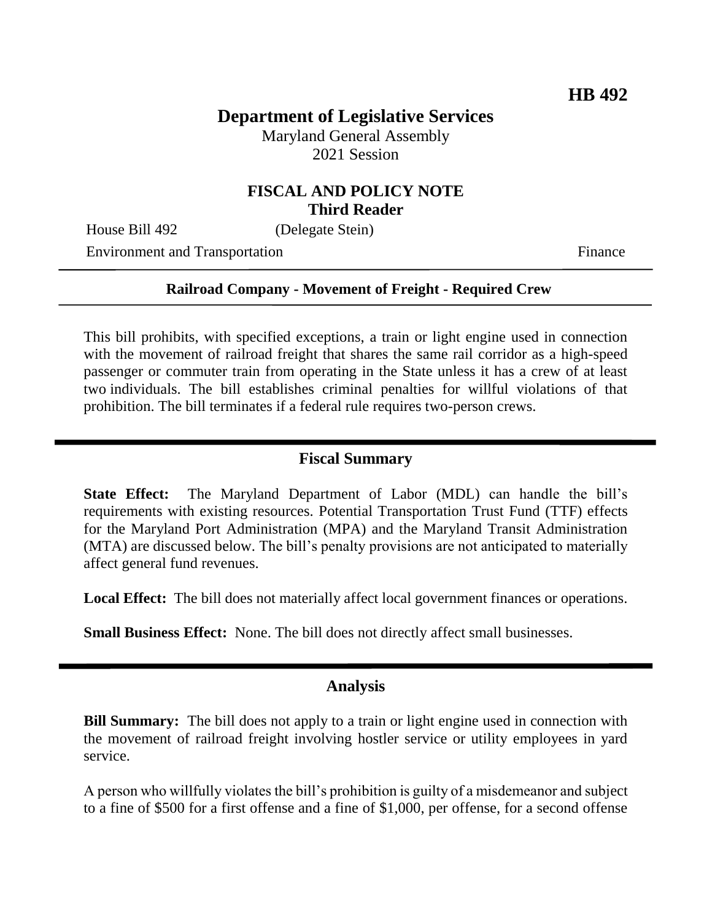**HB 492**

# Department of Legislative Services

Maryland General Assembly
2021 Session

## FISCAL AND POLICY NOTE
**Third Reader**

House Bill 492 (Delegate Stein)
Environment and Transportation Finance

---

**Railroad Company - Movement of Freight - Required Crew**

---

This bill prohibits, with specified exceptions, a train or light engine used in connection with the movement of railroad freight that shares the same rail corridor as a high-speed passenger or commuter train from operating in the State unless it has a crew of at least two individuals. The bill establishes criminal penalties for willful violations of that prohibition. The bill terminates if a federal rule requires two-person crews.

## Fiscal Summary

**State Effect:** The Maryland Department of Labor (MDL) can handle the bill's requirements with existing resources. Potential Transportation Trust Fund (TTF) effects for the Maryland Port Administration (MPA) and the Maryland Transit Administration (MTA) are discussed below. The bill's penalty provisions are not anticipated to materially affect general fund revenues.

**Local Effect:** The bill does not materially affect local government finances or operations.

**Small Business Effect:** None. The bill does not directly affect small businesses.

## Analysis

**Bill Summary:** The bill does not apply to a train or light engine used in connection with the movement of railroad freight involving hostler service or utility employees in yard service.

A person who willfully violates the bill's prohibition is guilty of a misdemeanor and subject to a fine of $500 for a first offense and a fine of $1,000, per offense, for a second offense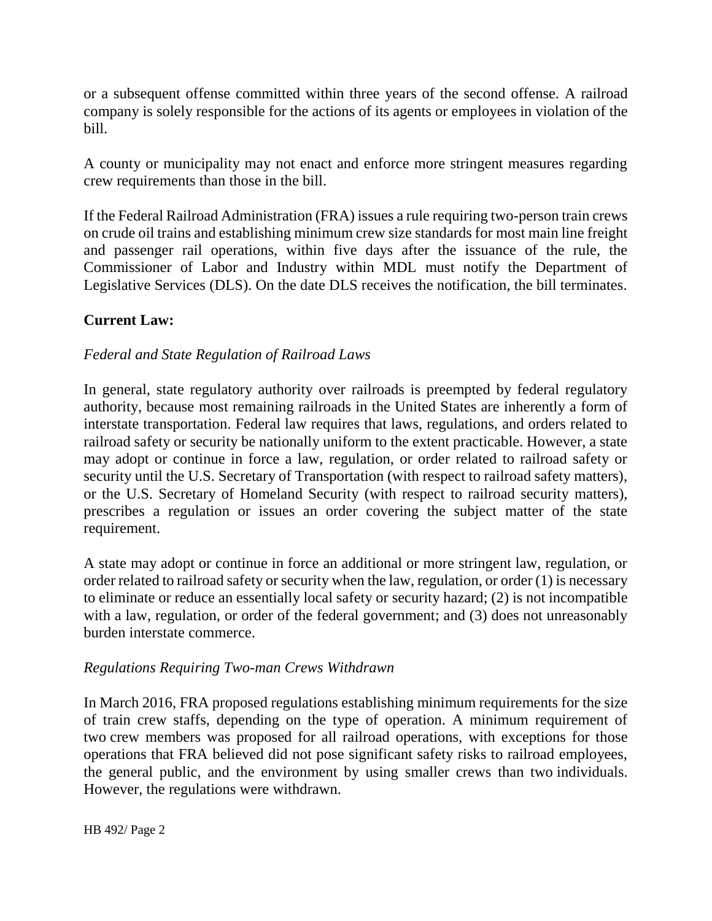or a subsequent offense committed within three years of the second offense. A railroad company is solely responsible for the actions of its agents or employees in violation of the bill.

A county or municipality may not enact and enforce more stringent measures regarding crew requirements than those in the bill.

If the Federal Railroad Administration (FRA) issues a rule requiring two-person train crews on crude oil trains and establishing minimum crew size standards for most main line freight and passenger rail operations, within five days after the issuance of the rule, the Commissioner of Labor and Industry within MDL must notify the Department of Legislative Services (DLS). On the date DLS receives the notification, the bill terminates.

**Current Law:**

*Federal and State Regulation of Railroad Laws*

In general, state regulatory authority over railroads is preempted by federal regulatory authority, because most remaining railroads in the United States are inherently a form of interstate transportation. Federal law requires that laws, regulations, and orders related to railroad safety or security be nationally uniform to the extent practicable. However, a state may adopt or continue in force a law, regulation, or order related to railroad safety or security until the U.S. Secretary of Transportation (with respect to railroad safety matters), or the U.S. Secretary of Homeland Security (with respect to railroad security matters), prescribes a regulation or issues an order covering the subject matter of the state requirement.

A state may adopt or continue in force an additional or more stringent law, regulation, or order related to railroad safety or security when the law, regulation, or order (1) is necessary to eliminate or reduce an essentially local safety or security hazard; (2) is not incompatible with a law, regulation, or order of the federal government; and (3) does not unreasonably burden interstate commerce.

*Regulations Requiring Two-man Crews Withdrawn*

In March 2016, FRA proposed regulations establishing minimum requirements for the size of train crew staffs, depending on the type of operation. A minimum requirement of two crew members was proposed for all railroad operations, with exceptions for those operations that FRA believed did not pose significant safety risks to railroad employees, the general public, and the environment by using smaller crews than two individuals. However, the regulations were withdrawn.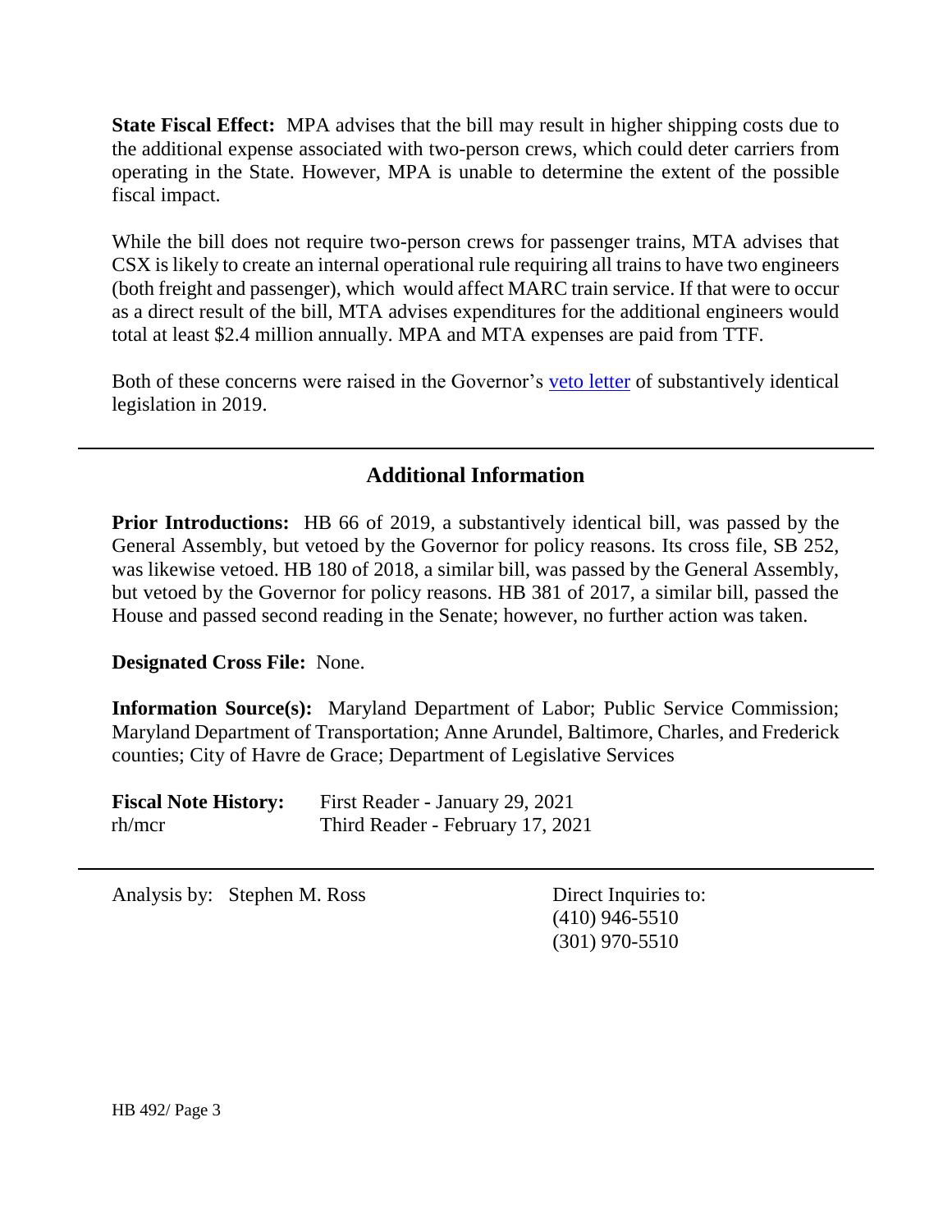**State Fiscal Effect:** MPA advises that the bill may result in higher shipping costs due to the additional expense associated with two-person crews, which could deter carriers from operating in the State. However, MPA is unable to determine the extent of the possible fiscal impact.

While the bill does not require two-person crews for passenger trains, MTA advises that CSX is likely to create an internal operational rule requiring all trains to have two engineers (both freight and passenger), which would affect MARC train service. If that were to occur as a direct result of the bill, MTA advises expenditures for the additional engineers would total at least $2.4 million annually. MPA and MTA expenses are paid from TTF.

Both of these concerns were raised in the Governor's veto letter of substantively identical legislation in 2019.

---

## Additional Information

**Prior Introductions:** HB 66 of 2019, a substantively identical bill, was passed by the General Assembly, but vetoed by the Governor for policy reasons. Its cross file, SB 252, was likewise vetoed. HB 180 of 2018, a similar bill, was passed by the General Assembly, but vetoed by the Governor for policy reasons. HB 381 of 2017, a similar bill, passed the House and passed second reading in the Senate; however, no further action was taken.

**Designated Cross File:** None.

**Information Source(s):** Maryland Department of Labor; Public Service Commission; Maryland Department of Transportation; Anne Arundel, Baltimore, Charles, and Frederick counties; City of Havre de Grace; Department of Legislative Services

| | |
|---|---|
| **Fiscal Note History:** | First Reader - January 29, 2021 |
| rh/mcr | Third Reader - February 17, 2021 |

---

Analysis by: Stephen M. Ross

Direct Inquiries to:
(410) 946-5510
(301) 970-5510